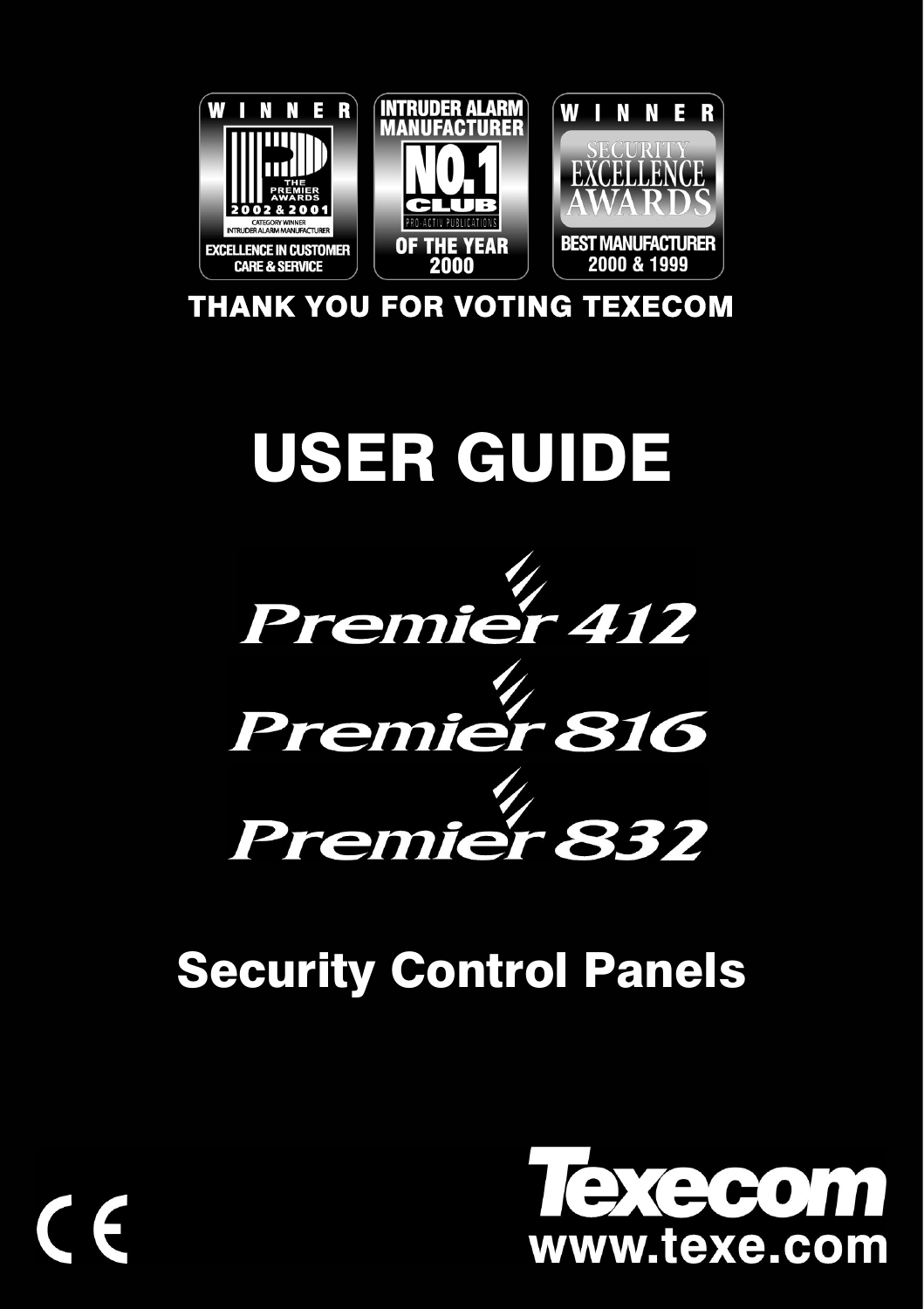WINNER

THE PREMIER AWARDS 2002 & 2001

CATEGORY WINNER INTRUDER ALARM MANUFACTURER

EXCELLENCE IN CUSTOMER CARE & SERVICE

INTRUDER ALARM MANUFACTURER

NO.1 CLUB

PRO-ACTIV PUBLICATIONS

OF THE YEAR 2000

WINNER

SECURITY EXCELLENCE AWARDS

BEST MANUFACTURER 2000 & 1999

**THANK YOU FOR VOTING TEXECOM**

# USER GUIDE

## Premier 412

## Premier 816

## Premier 832

## Security Control Panels

CE

**Texecom**

**www.texe.com**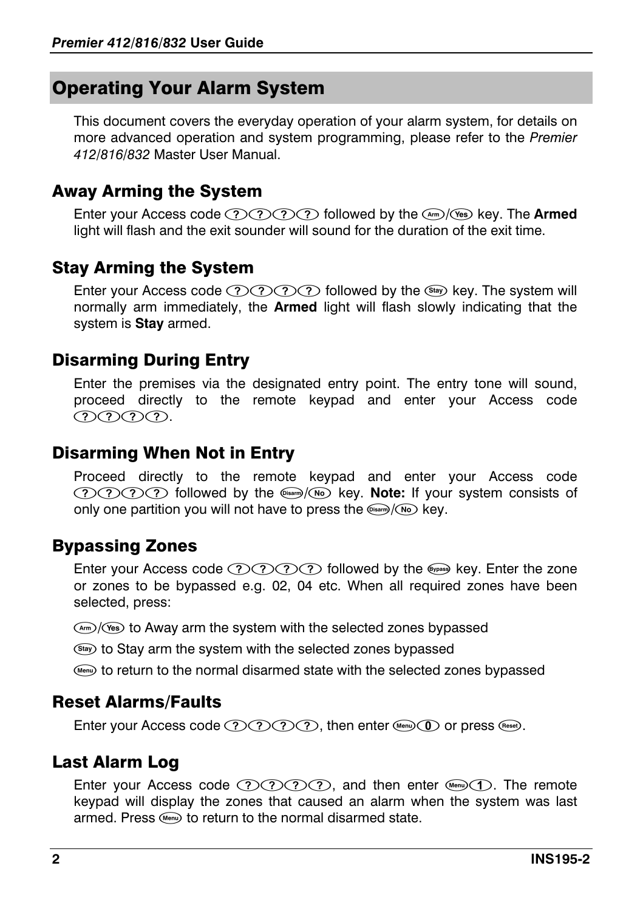## Operating Your Alarm System

This document covers the everyday operation of your alarm system, for details on more advanced operation and system programming, please refer to the *Premier 412/816/832* Master User Manual.

### Away Arming the System

Enter your Access code ???? followed by the Arm/Yes key. The **Armed** light will flash and the exit sounder will sound for the duration of the exit time.

### Stay Arming the System

Enter your Access code ???? followed by the Stay key. The system will normally arm immediately, the **Armed** light will flash slowly indicating that the system is **Stay** armed.

### Disarming During Entry

Enter the premises via the designated entry point. The entry tone will sound, proceed directly to the remote keypad and enter your Access code ????.

### Disarming When Not in Entry

Proceed directly to the remote keypad and enter your Access code ???? followed by the Disarm/No key. **Note:** If your system consists of only one partition you will not have to press the Disarm/No key.

### Bypassing Zones

Enter your Access code ???? followed by the Bypass key. Enter the zone or zones to be bypassed e.g. 02, 04 etc. When all required zones have been selected, press:

Arm/Yes to Away arm the system with the selected zones bypassed

Stay to Stay arm the system with the selected zones bypassed

Menu to return to the normal disarmed state with the selected zones bypassed

### Reset Alarms/Faults

Enter your Access code ????, then enter Menu 0 or press Reset.

### Last Alarm Log

Enter your Access code ????, and then enter Menu 1. The remote keypad will display the zones that caused an alarm when the system was last armed. Press Menu to return to the normal disarmed state.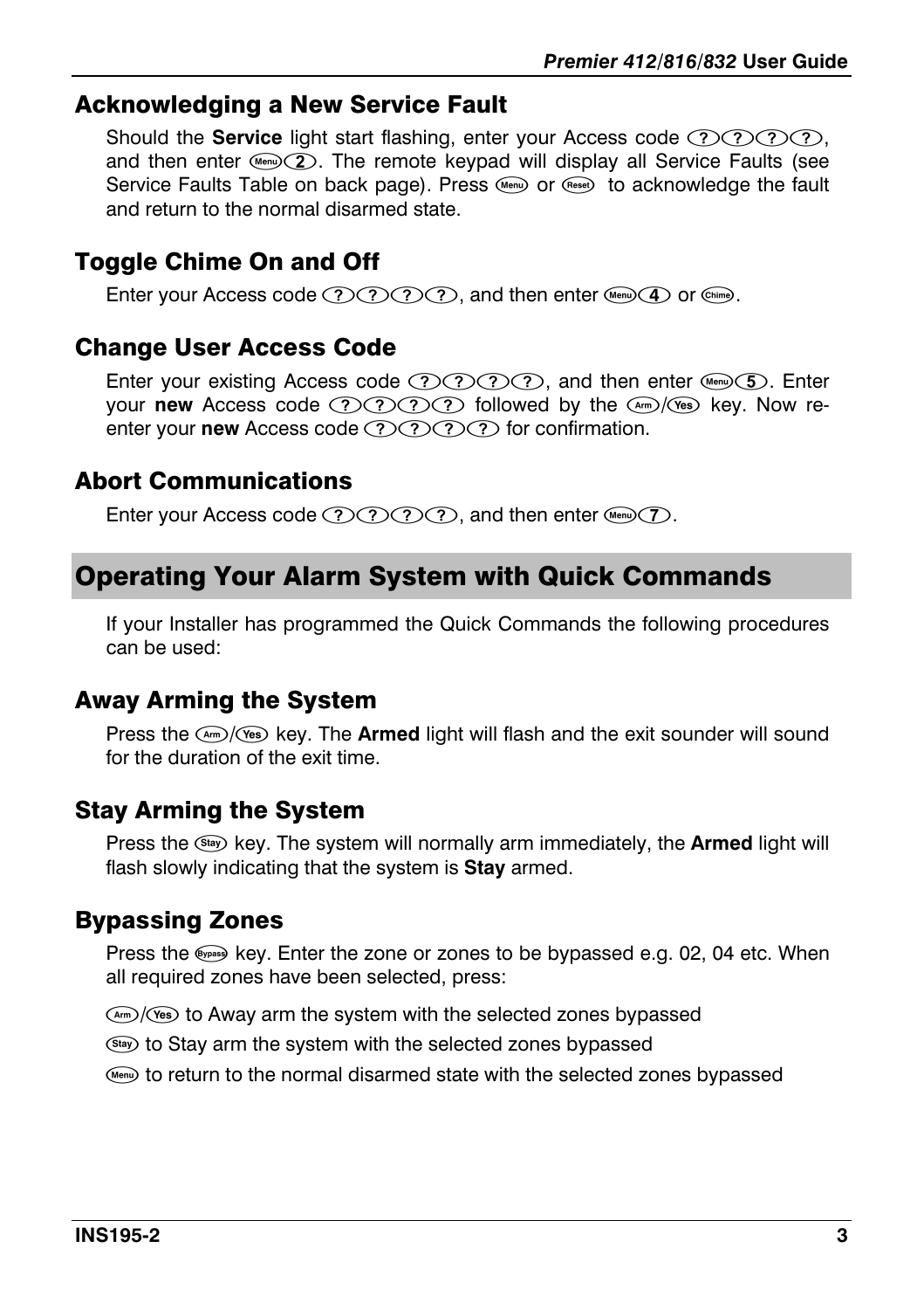## Acknowledging a New Service Fault

Should the **Service** light start flashing, enter your Access code ????, and then enter Menu 2. The remote keypad will display all Service Faults (see Service Faults Table on back page). Press Menu or Reset to acknowledge the fault and return to the normal disarmed state.

## Toggle Chime On and Off

Enter your Access code ????, and then enter Menu 4 or Chime.

## Change User Access Code

Enter your existing Access code ????, and then enter Menu 5. Enter your **new** Access code ???? followed by the Arm/Yes key. Now re-enter your **new** Access code ???? for confirmation.

## Abort Communications

Enter your Access code ????, and then enter Menu 7.

# Operating Your Alarm System with Quick Commands

If your Installer has programmed the Quick Commands the following procedures can be used:

## Away Arming the System

Press the Arm/Yes key. The **Armed** light will flash and the exit sounder will sound for the duration of the exit time.

## Stay Arming the System

Press the Stay key. The system will normally arm immediately, the **Armed** light will flash slowly indicating that the system is **Stay** armed.

## Bypassing Zones

Press the Bypass key. Enter the zone or zones to be bypassed e.g. 02, 04 etc. When all required zones have been selected, press:

Arm/Yes to Away arm the system with the selected zones bypassed

Stay to Stay arm the system with the selected zones bypassed

Menu to return to the normal disarmed state with the selected zones bypassed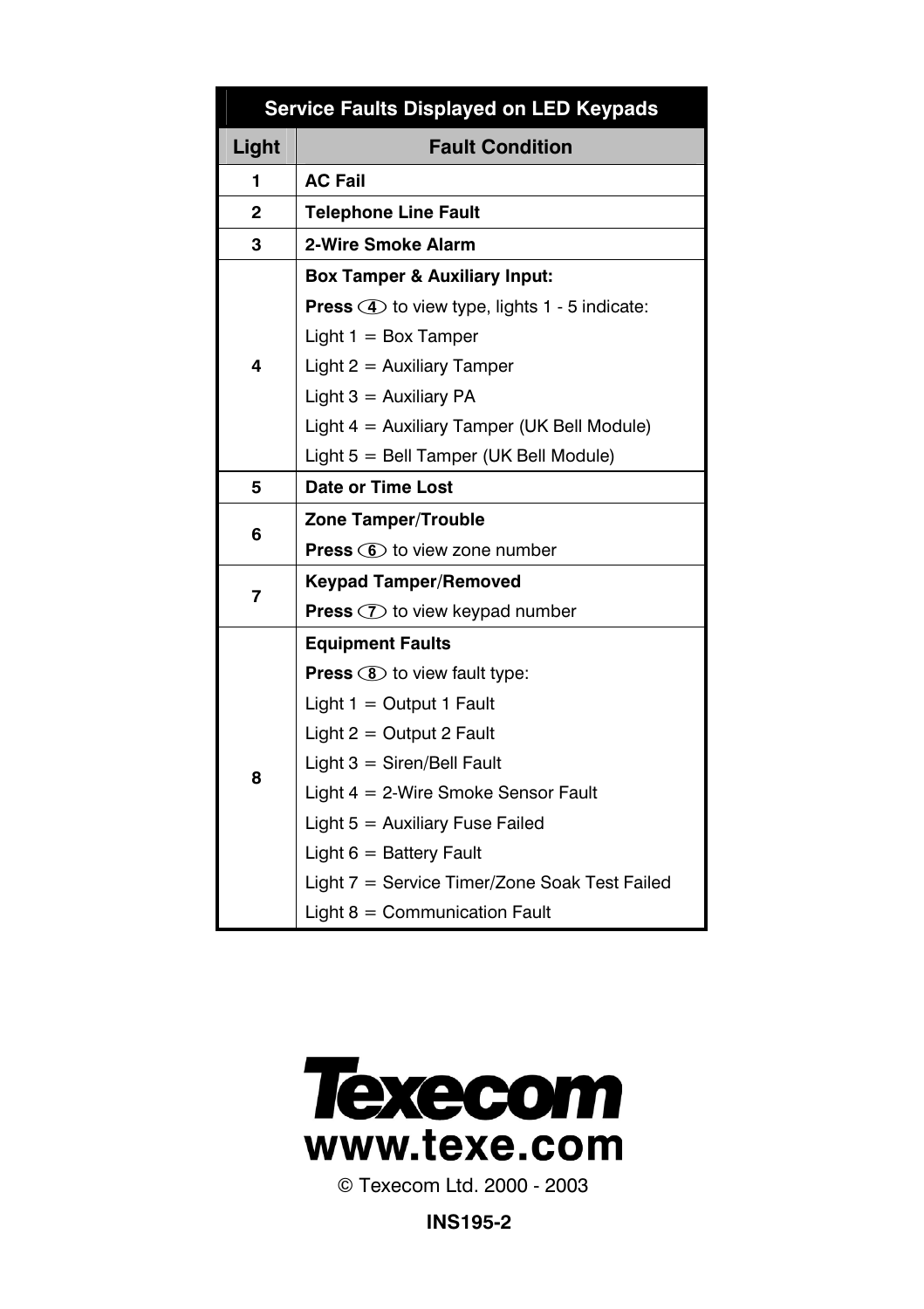| Service Faults Displayed on LED Keypads | |
|---|---|
| **Light** | **Fault Condition** |
| **1** | **AC Fail** |
| **2** | **Telephone Line Fault** |
| **3** | **2-Wire Smoke Alarm** |
| **4** | **Box Tamper & Auxiliary Input:**<br>**Press** ④ to view type, lights 1 - 5 indicate:<br>Light 1 = Box Tamper<br>Light 2 = Auxiliary Tamper<br>Light 3 = Auxiliary PA<br>Light 4 = Auxiliary Tamper (UK Bell Module)<br>Light 5 = Bell Tamper (UK Bell Module) |
| **5** | **Date or Time Lost** |
| **6** | **Zone Tamper/Trouble**<br>**Press** ⑥ to view zone number |
| **7** | **Keypad Tamper/Removed**<br>**Press** ⑦ to view keypad number |
| **8** | **Equipment Faults**<br>**Press** ⑧ to view fault type:<br>Light 1 = Output 1 Fault<br>Light 2 = Output 2 Fault<br>Light 3 = Siren/Bell Fault<br>Light 4 = 2-Wire Smoke Sensor Fault<br>Light 5 = Auxiliary Fuse Failed<br>Light 6 = Battery Fault<br>Light 7 = Service Timer/Zone Soak Test Failed<br>Light 8 = Communication Fault |

**Texecom**

**www.texe.com**

© Texecom Ltd. 2000 - 2003

**INS195-2**